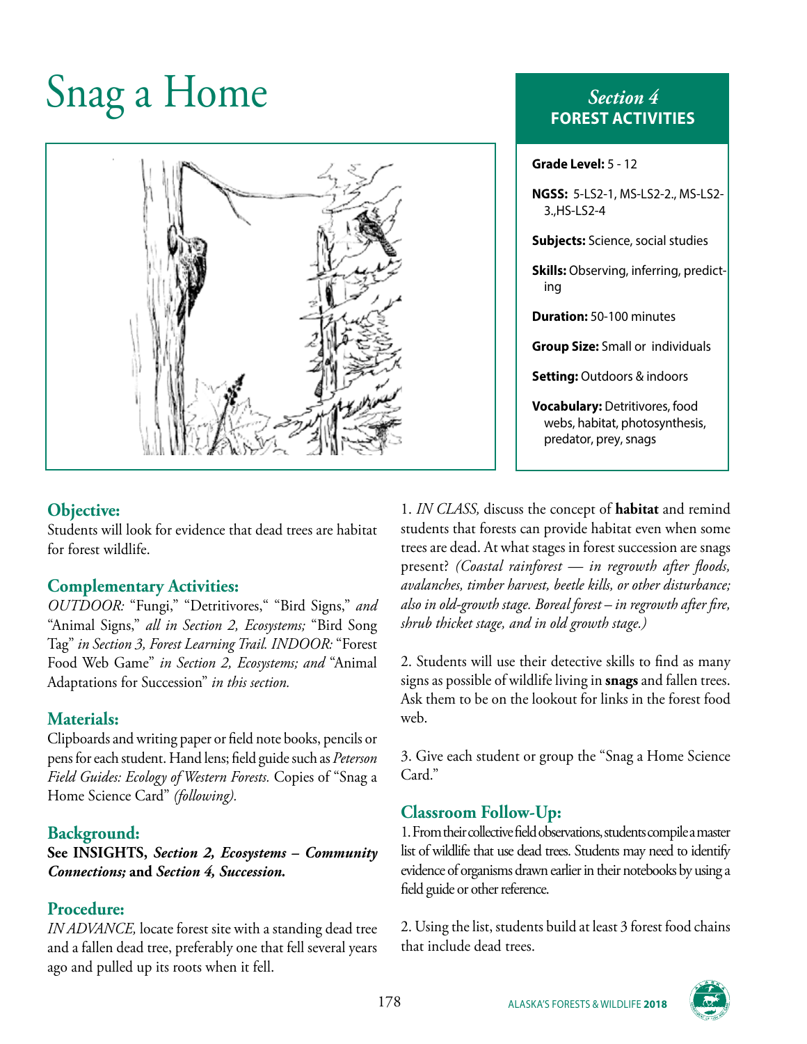# Snag a Home

## *Section 4*
## FOREST ACTIVITIES

**Grade Level:** 5 - 12

**NGSS:** 5-LS2-1, MS-LS2-2., MS-LS2-3.,HS-LS2-4

**Subjects:** Science, social studies

**Skills:** Observing, inferring, predicting

**Duration:** 50-100 minutes

**Group Size:** Small or individuals

**Setting:** Outdoors & indoors

**Vocabulary:** Detritivores, food webs, habitat, photosynthesis, predator, prey, snags

## Objective:

Students will look for evidence that dead trees are habitat for forest wildlife.

## Complementary Activities:

*OUTDOOR:* "Fungi," "Detritivores," "Bird Signs," *and* "Animal Signs," *all in Section 2, Ecosystems;* "Bird Song Tag" *in Section 3, Forest Learning Trail. INDOOR:* "Forest Food Web Game" *in Section 2, Ecosystems; and* "Animal Adaptations for Succession" *in this section.*

## Materials:

Clipboards and writing paper or field note books, pencils or pens for each student. Hand lens; field guide such as *Peterson Field Guides: Ecology of Western Forests.* Copies of "Snag a Home Science Card" *(following).*

## Background:

**See INSIGHTS, *Section 2, Ecosystems – Community Connections;* and *Section 4, Succession.***

## Procedure:

*IN ADVANCE,* locate forest site with a standing dead tree and a fallen dead tree, preferably one that fell several years ago and pulled up its roots when it fell.

1. *IN CLASS,* discuss the concept of **habitat** and remind students that forests can provide habitat even when some trees are dead. At what stages in forest succession are snags present? *(Coastal rainforest — in regrowth after floods, avalanches, timber harvest, beetle kills, or other disturbance; also in old-growth stage. Boreal forest – in regrowth after fire, shrub thicket stage, and in old growth stage.)*

2. Students will use their detective skills to find as many signs as possible of wildlife living in **snags** and fallen trees. Ask them to be on the lookout for links in the forest food web.

3. Give each student or group the "Snag a Home Science Card."

## Classroom Follow-Up:

1. From their collective field observations, students compile a master list of wildlife that use dead trees. Students may need to identify evidence of organisms drawn earlier in their notebooks by using a field guide or other reference.

2. Using the list, students build at least 3 forest food chains that include dead trees.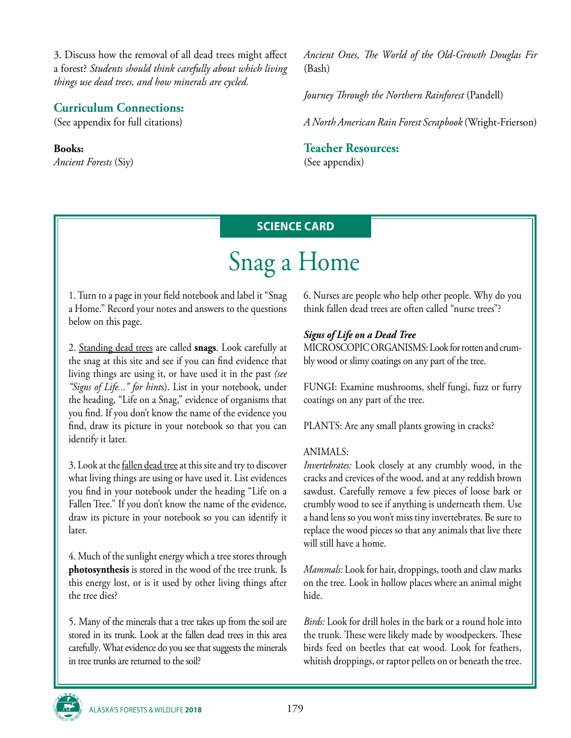3. Discuss how the removal of all dead trees might affect a forest? *Students should think carefully about which living things use dead trees, and how minerals are cycled.*

## Curriculum Connections:

(See appendix for full citations)

**Books:**

*Ancient Forests* (Siy)

*Ancient Ones, The World of the Old-Growth Douglas Fir* (Bash)

*Journey Through the Northern Rainforest* (Pandell)

*A North American Rain Forest Scrapbook* (Wright-Frierson)

## Teacher Resources:

(See appendix)

---

**SCIENCE CARD**

# Snag a Home

1. Turn to a page in your field notebook and label it "Snag a Home." Record your notes and answers to the questions below on this page.

2. Standing dead trees are called **snags**. Look carefully at the snag at this site and see if you can find evidence that living things are using it, or have used it in the past *(see "Signs of Life..." for hints*). List in your notebook, under the heading, "Life on a Snag," evidence of organisms that you find. If you don't know the name of the evidence you find, draw its picture in your notebook so that you can identify it later.

3. Look at the fallen dead tree at this site and try to discover what living things are using or have used it. List evidences you find in your notebook under the heading "Life on a Fallen Tree." If you don't know the name of the evidence, draw its picture in your notebook so you can identify it later.

4. Much of the sunlight energy which a tree stores through **photosynthesis** is stored in the wood of the tree trunk. Is this energy lost, or is it used by other living things after the tree dies?

5. Many of the minerals that a tree takes up from the soil are stored in its trunk. Look at the fallen dead trees in this area carefully. What evidence do you see that suggests the minerals in tree trunks are returned to the soil?

6. Nurses are people who help other people. Why do you think fallen dead trees are often called "nurse trees"?

***Signs of Life on a Dead Tree***

MICROSCOPIC ORGANISMS: Look for rotten and crumbly wood or slimy coatings on any part of the tree.

FUNGI: Examine mushrooms, shelf fungi, fuzz or furry coatings on any part of the tree.

PLANTS: Are any small plants growing in cracks?

ANIMALS:

*Invertebrates:* Look closely at any crumbly wood, in the cracks and crevices of the wood, and at any reddish brown sawdust. Carefully remove a few pieces of loose bark or crumbly wood to see if anything is underneath them. Use a hand lens so you won't miss tiny invertebrates. Be sure to replace the wood pieces so that any animals that live there will still have a home.

*Mammals:* Look for hair, droppings, tooth and claw marks on the tree. Look in hollow places where an animal might hide.

*Birds:* Look for drill holes in the bark or a round hole into the trunk. These were likely made by woodpeckers. These birds feed on beetles that eat wood. Look for feathers, whitish droppings, or raptor pellets on or beneath the tree.